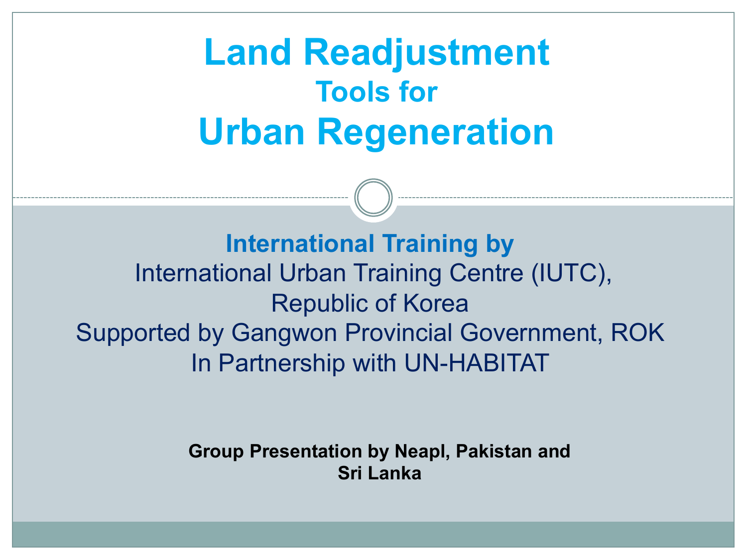# Land Readjustment
## Tools for
# Urban Regeneration

**International Training by**

International Urban Training Centre (IUTC),
Republic of Korea
Supported by Gangwon Provincial Government, ROK
In Partnership with UN-HABITAT

**Group Presentation by Neapl, Pakistan and Sri Lanka**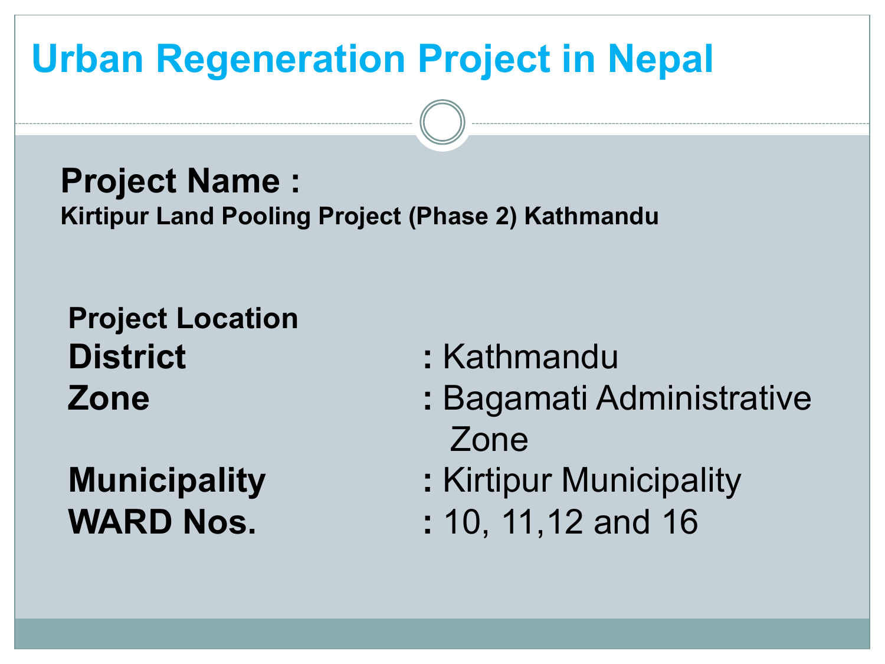# Urban Regeneration Project in Nepal

**Project Name :**

**Kirtipur Land Pooling Project (Phase 2) Kathmandu**

**Project Location**

| | |
|---|---|
| **District** | : Kathmandu |
| **Zone** | : Bagamati Administrative Zone |
| **Municipality** | : Kirtipur Municipality |
| **WARD Nos.** | : 10, 11,12 and 16 |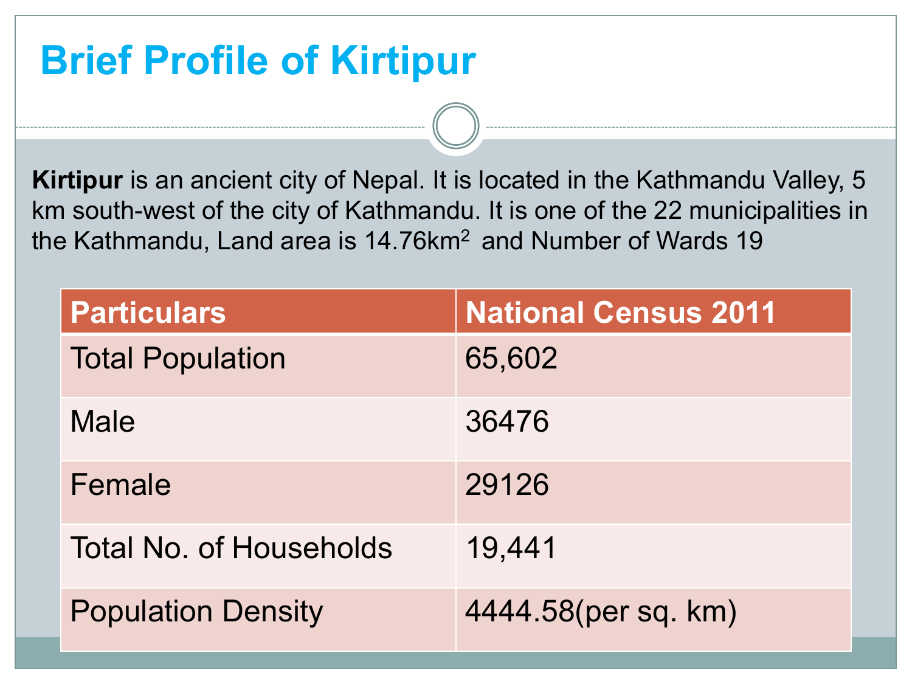# Brief Profile of Kirtipur

**Kirtipur** is an ancient city of Nepal. It is located in the Kathmandu Valley, 5 km south-west of the city of Kathmandu. It is one of the 22 municipalities in the Kathmandu, Land area is 14.76km$^2$ and Number of Wards 19

| Particulars | National Census 2011 |
|---|---|
| Total Population | 65,602 |
| Male | 36476 |
| Female | 29126 |
| Total No. of Households | 19,441 |
| Population Density | 4444.58(per sq. km) |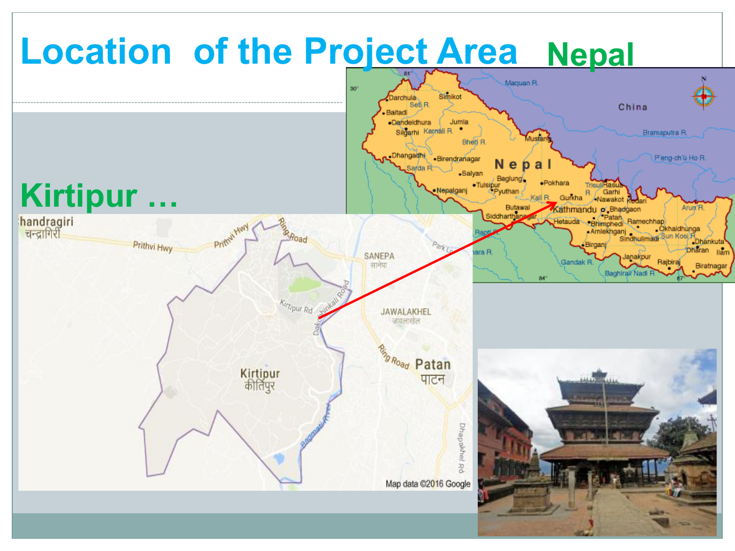# Location of the Project Area

## Nepal

## Kirtipur …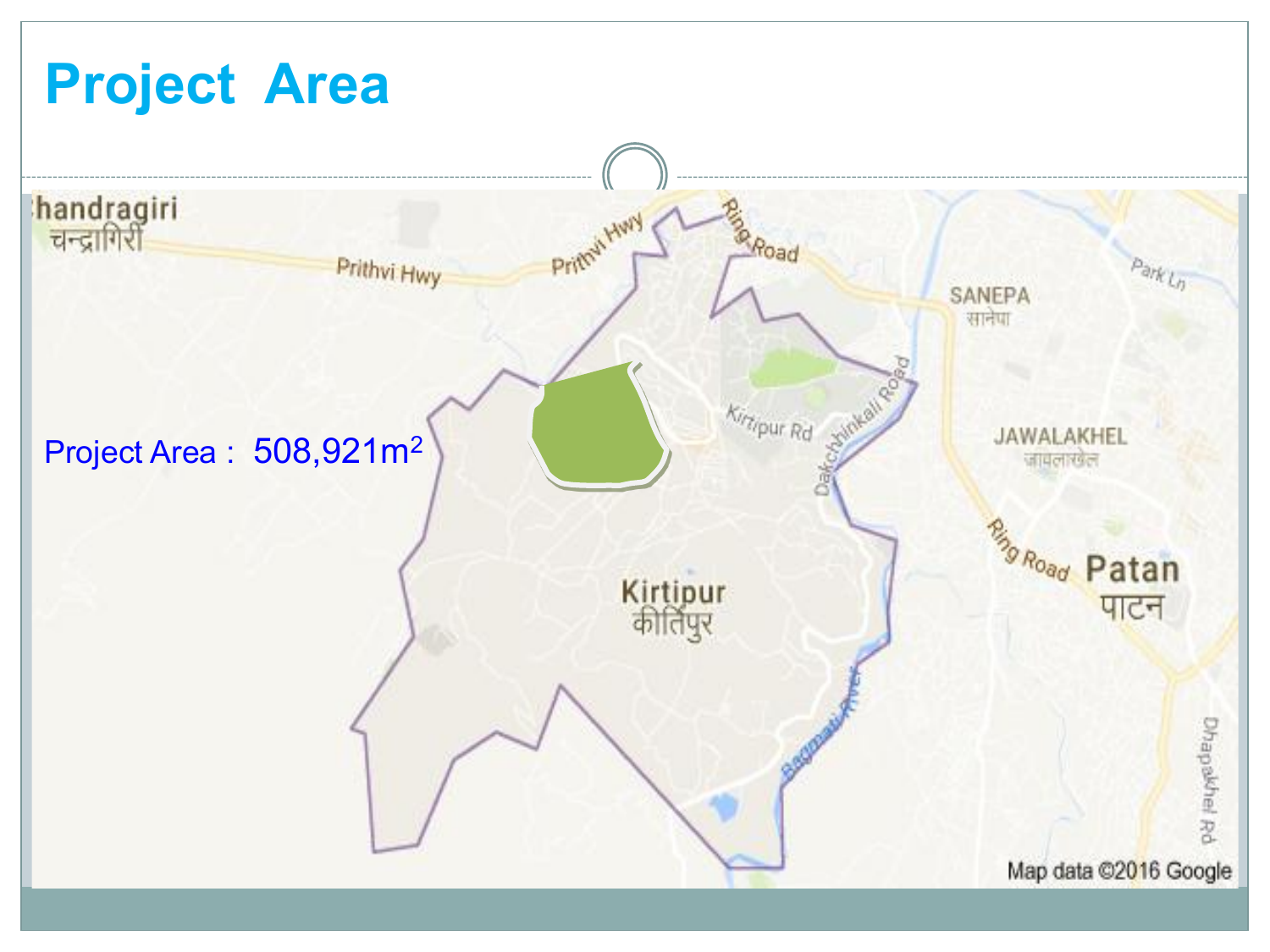# Project Area

Project Area : 508,921$m^2$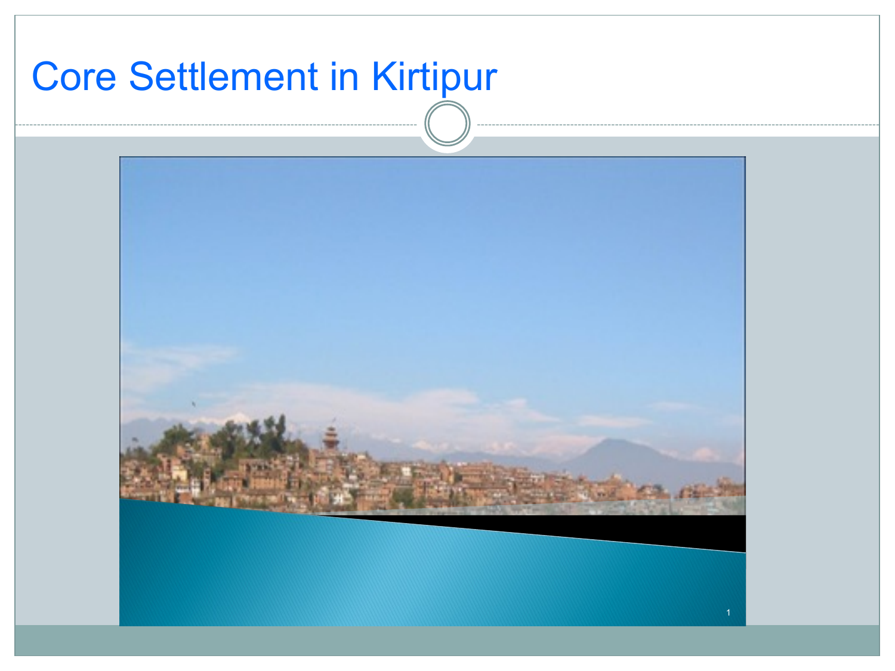# Core Settlement in Kirtipur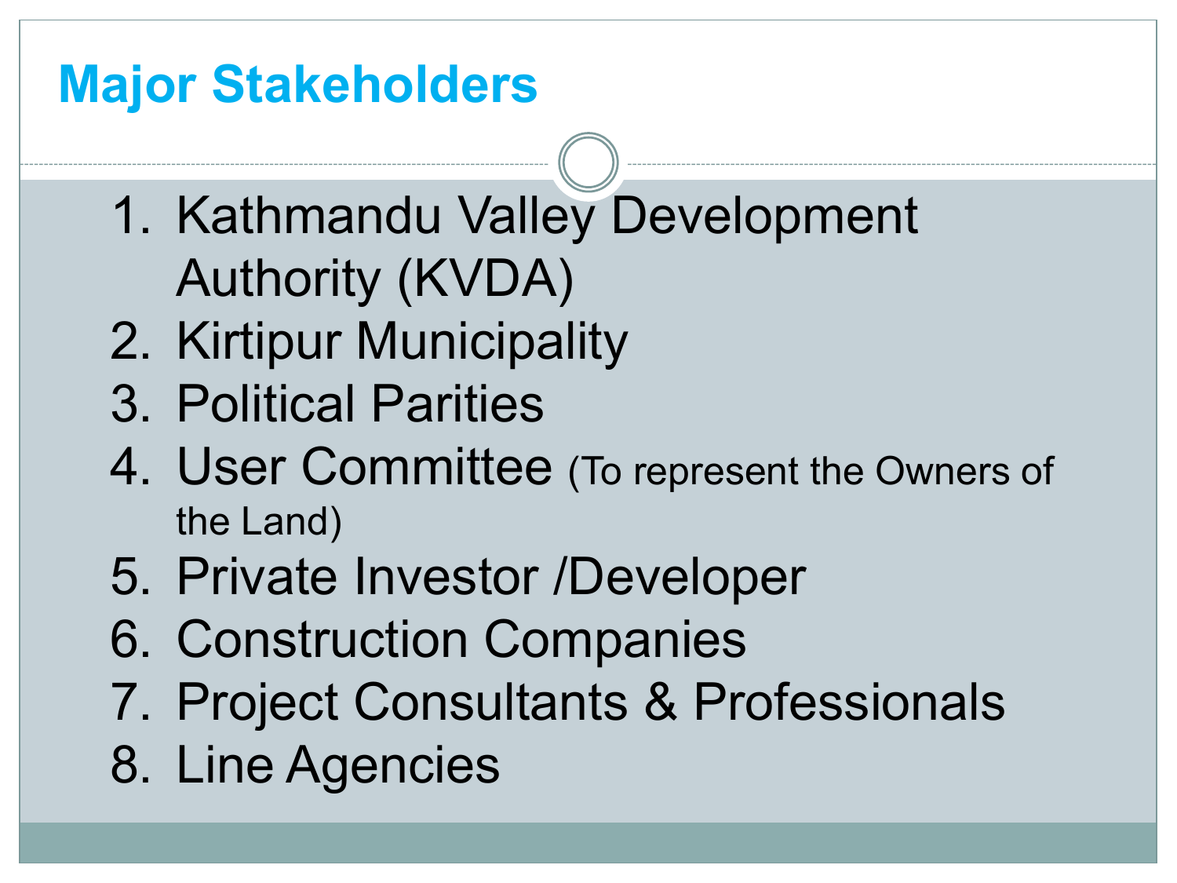## Major Stakeholders

1. Kathmandu Valley Development Authority (KVDA)
2. Kirtipur Municipality
3. Political Parities
4. User Committee (To represent the Owners of the Land)
5. Private Investor /Developer
6. Construction Companies
7. Project Consultants & Professionals
8. Line Agencies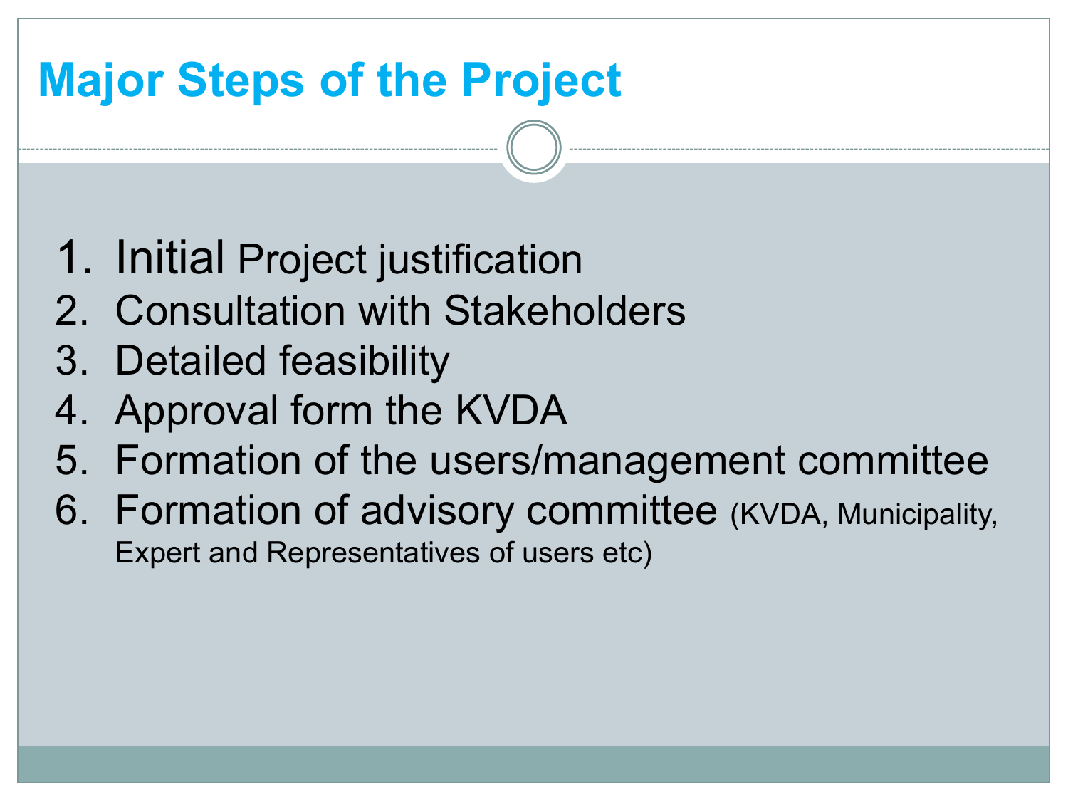# Major Steps of the Project

1. Initial Project justification
2. Consultation with Stakeholders
3. Detailed feasibility
4. Approval form the KVDA
5. Formation of the users/management committee
6. Formation of advisory committee (KVDA, Municipality, Expert and Representatives of users etc)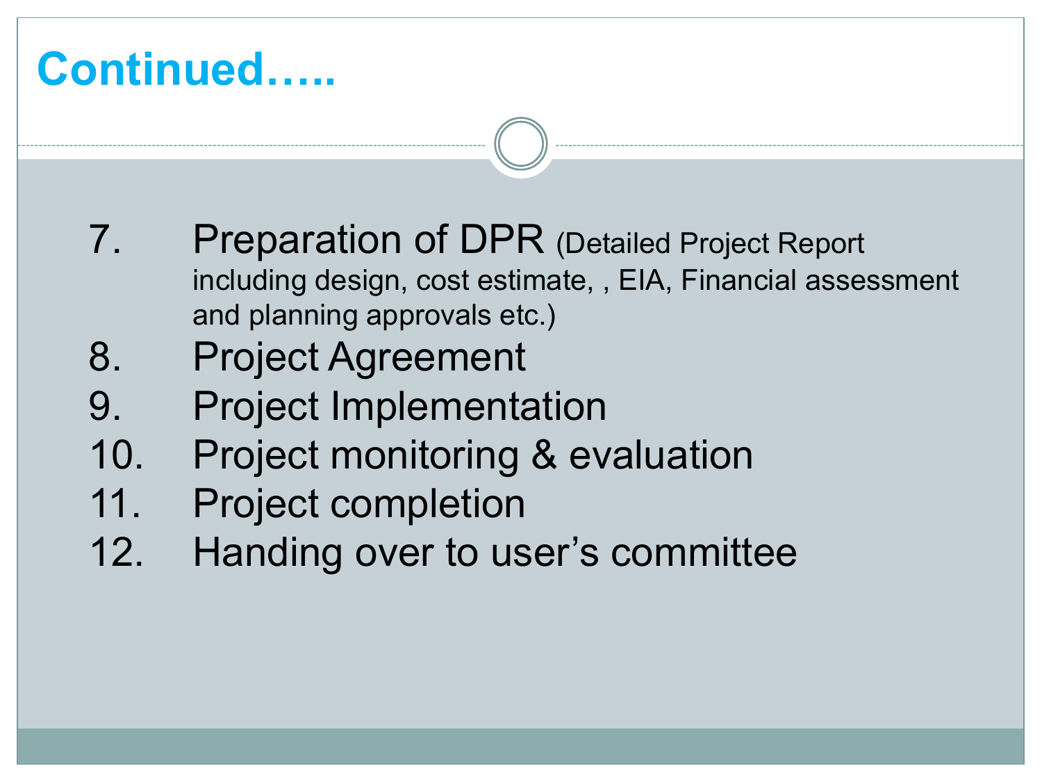# Continued…..

7. Preparation of DPR (Detailed Project Report including design, cost estimate, , EIA, Financial assessment and planning approvals etc.)
8. Project Agreement
9. Project Implementation
10. Project monitoring & evaluation
11. Project completion
12. Handing over to user's committee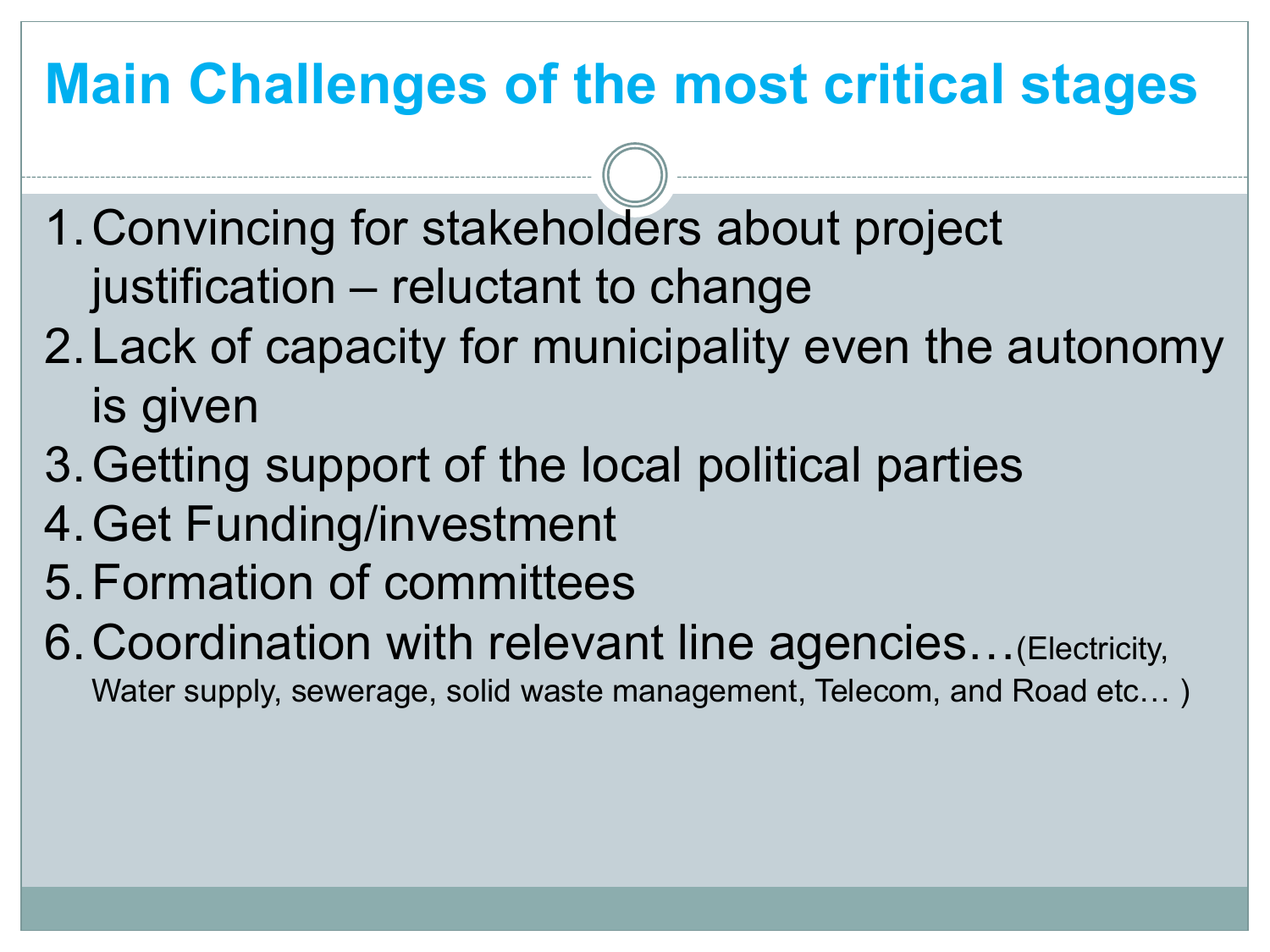# Main Challenges of the most critical stages

1. Convincing for stakeholders about project justification – reluctant to change
2. Lack of capacity for municipality even the autonomy is given
3. Getting support of the local political parties
4. Get Funding/investment
5. Formation of committees
6. Coordination with relevant line agencies…(Electricity, Water supply, sewerage, solid waste management, Telecom, and Road etc… )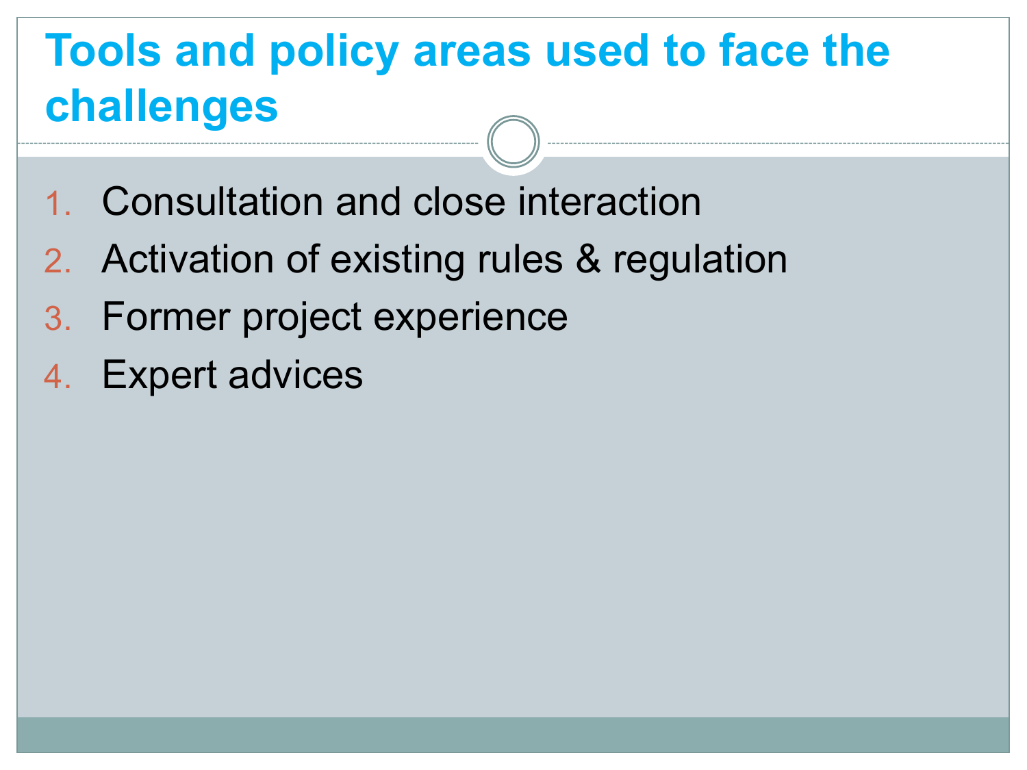# Tools and policy areas used to face the challenges

1. Consultation and close interaction
2. Activation of existing rules & regulation
3. Former project experience
4. Expert advices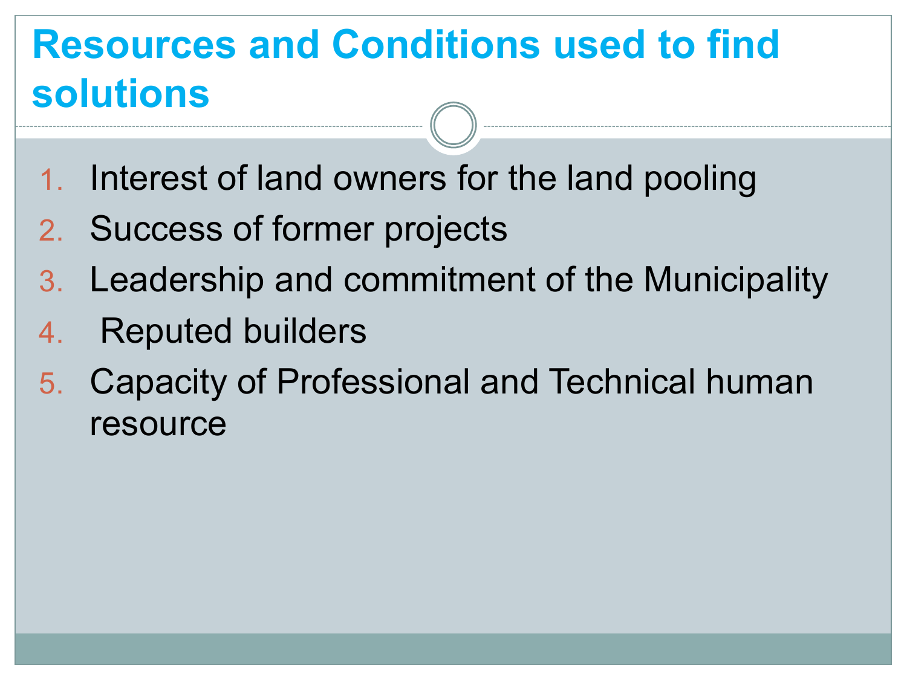# Resources and Conditions used to find solutions

1. Interest of land owners for the land pooling
2. Success of former projects
3. Leadership and commitment of the Municipality
4. Reputed builders
5. Capacity of Professional and Technical human resource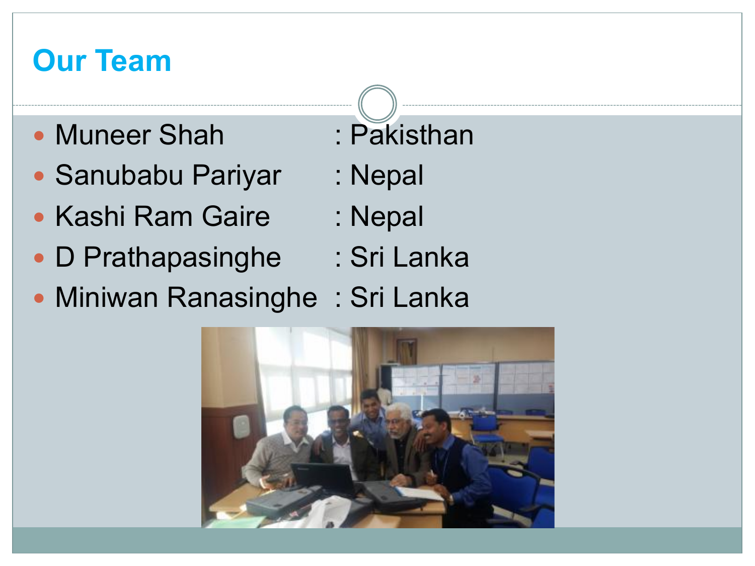# Our Team

- Muneer Shah : Pakisthan
- Sanubabu Pariyar : Nepal
- Kashi Ram Gaire : Nepal
- D Prathapasinghe : Sri Lanka
- Miniwan Ranasinghe : Sri Lanka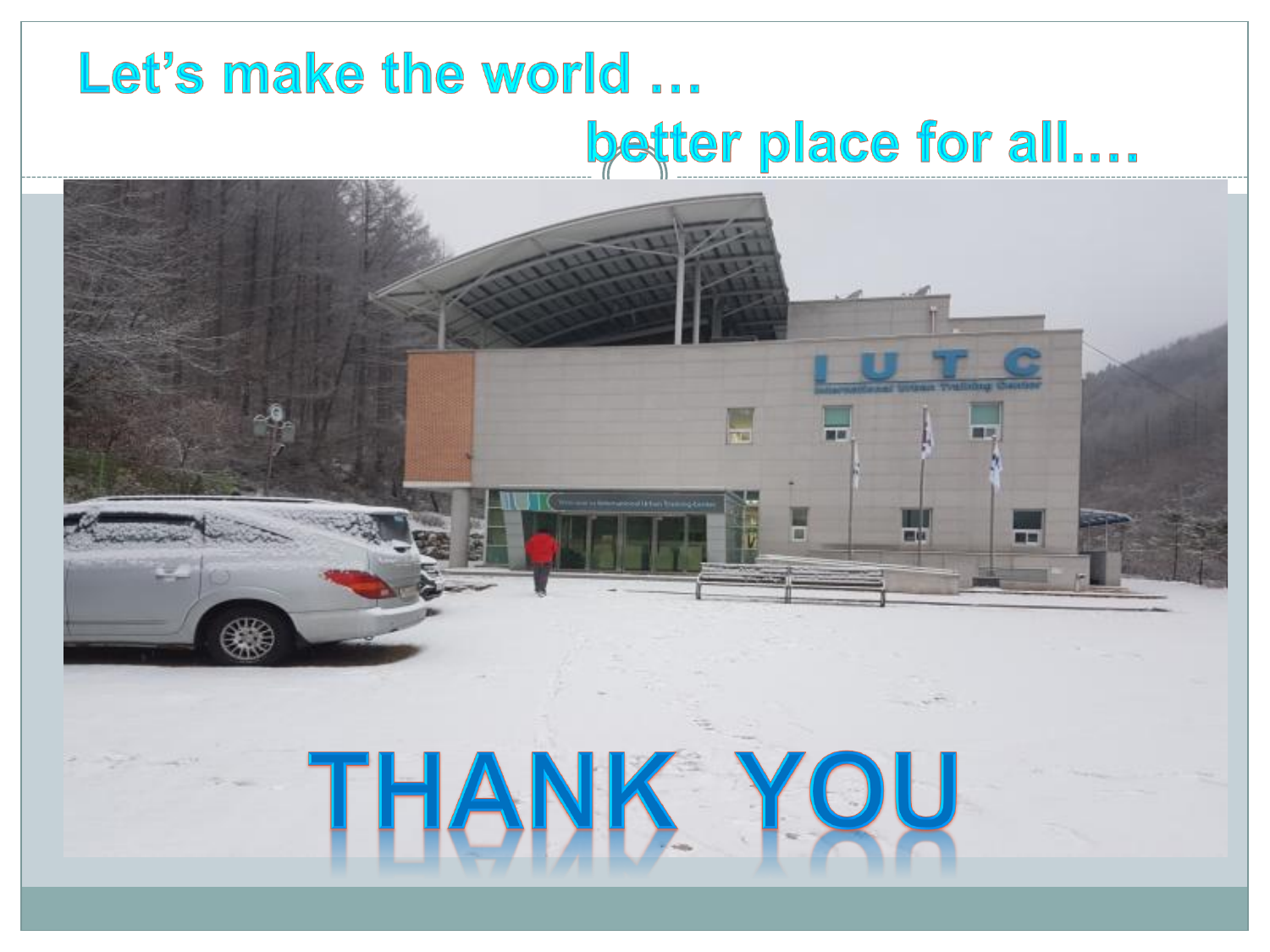# Let's make the world …

# better place for all….

# THANK YOU